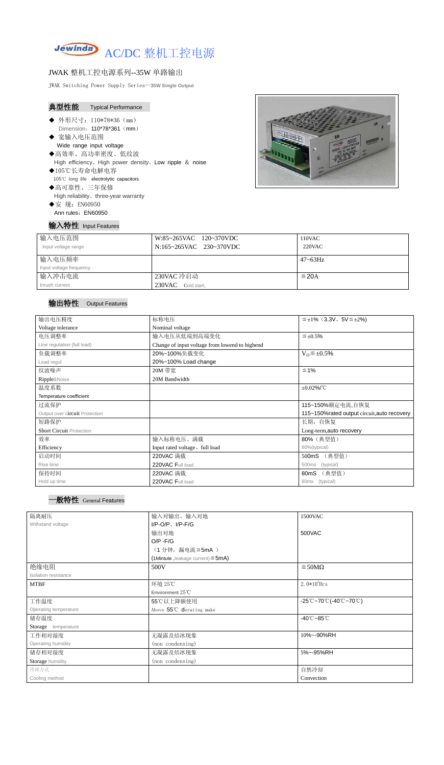# Jewinda AC/DC 整机工控电源

## JWAK 整机工控电源系列--35W 单路输出

JWAK Switching Power Supply Series--35W Single Output

### 典型性能 Typical Performance

- ◆ 外形尺寸：110\*78\*36（mm）
  Dimension：110\*78\*361（mm）
- ◆ 宽输入电压范围
  Wide range input voltage
- ◆高效率、高功率密度、低纹波
  High efficiency、High power density、Low ripple ＆ noise
- ◆105℃长寿命电解电容
  105℃ long life electrolytic capacitors
- ◆高可靠性、三年保修
  High reliability、three-year warranty
- ◆安 规：EN60950
  Ann rules：EN60950

### 输入特性 Input Features

| 输入电压范围 Input voltage range | W:85~265VAC 120~370VDC<br>N:165~265VAC 230~370VDC | 110VAC<br>220VAC |
|---|---|---|
| 输入电压频率 Input voltage frequency | | 47~63Hz |
| 输入冲击电流 Inrush current | 230VAC 冷启动<br>230VAC Cold start, | ≦20A |

### 输出特性 Output Features

| 输出电压精度 Voltage tolerance | 标称电压 Nominal voltage | ≦±1%（3.3V、5V≦±2%) |
|---|---|---|
| 电压调整率 Line regulation (full load) | 输入电压从低端到高端变化 Change of input voltage from lowend to highend | ≦±0.5% |
| 负载调整率 Load regul | 20%~100%负载变化 20%~100% Load change | $V_O$≦±0.5% |
| 纹波噪声 Ripple&Noise | 20M 带宽 20M Bandwidth | ≦1% |
| 温度系数 Temperature coefficient | | ±0.02%/℃ |
| 过流保护 Output over circuit Protection | | 115~150%额定电流,自恢复<br>115~150%rated output circuit,auto recovery |
| 短路保护 Short Circuit Protection | | 长期，自恢复<br>Long-term,auto recovery |
| 效率 Efficiency | 输入标称电压、满载 Input rated voltage、full load | 80%（典型值）<br>80%(typical) |
| 启动时间 Rise time | 220VAC 满载 220VAC Full load | 500mS （典型值）<br>500ms (typical) |
| 保持时间 Hold up time | 220VAC 满载 220VAC Full load | 80mS （典型值）<br>80ms (typical) |

### 一般特性 General Features

| 隔离耐压 Withstand voltage | 输入对输出、输入对地<br>I/P-O/P、I/P-F/G<br>输出对地<br>O/P -F/G<br>（1 分钟，漏电流≦5mA ）<br>(1Mintute ,leakage current)≦5mA) | 1500VAC<br><br>500VAC |
|---|---|---|
| 绝缘电阻 Isolation resistance | 500V | ≧50MΩ |
| MTBF | 环境 25℃ Environment 25℃ | $2.0*10^5$Hrs |
| 工作温度 Operating temperature | 55℃以上降额使用 Above 55℃ derating make | -25℃~70℃(-40℃~70℃) |
| 储存温度 Storage temperature | | -40℃~85℃ |
| 工作相对湿度 Operating humidity | 无凝露及结冰现象 (non condensing) | 10%~-90%RH |
| 储存相对湿度 Storage humidity | 无凝露及结冰现象 (non condensing) | 5%~-95%RH |
| 冷却方式 Cooling method | | 自然冷却<br>Convection |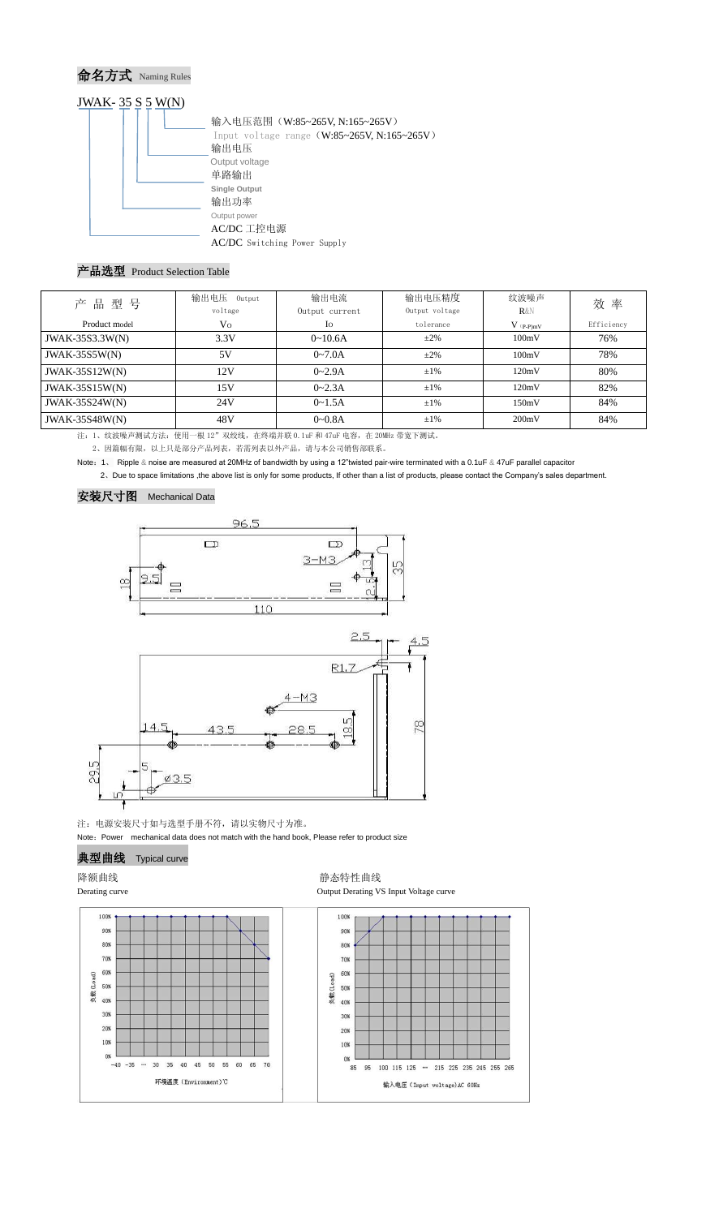## 命名方式 Naming Rules

JWAK- 35 S 5 W(N)

- 输入电压范围（W:85~265V, N:165~265V）
  Input voltage range（W:85~265V, N:165~265V）
- 输出电压
  Output voltage
- 单路输出
  Single Output
- 输出功率
  Output power
- AC/DC 工控电源
  AC/DC Switching Power Supply

## 产品选型 Product Selection Table

| 产 品 型 号<br>Product model | 输出电压 Output voltage<br>Vo | 输出电流<br>Output current<br>Io | 输出电压精度<br>Output voltage<br>tolerance | 纹波噪声<br>R&N<br>V (P-P)mV | 效 率<br>Efficiency |
|---|---|---|---|---|---|
| JWAK-35S3.3W(N) | 3.3V | 0~10.6A | ±2% | 100mV | 76% |
| JWAK-35S5W(N) | 5V | 0~7.0A | ±2% | 100mV | 78% |
| JWAK-35S12W(N) | 12V | 0~2.9A | ±1% | 120mV | 80% |
| JWAK-35S15W(N) | 15V | 0~2.3A | ±1% | 120mV | 82% |
| JWAK-35S24W(N) | 24V | 0~1.5A | ±1% | 150mV | 84% |
| JWAK-35S48W(N) | 48V | 0~0.8A | ±1% | 200mV | 84% |

注：1、纹波噪声测试方法：使用一根 12" 双绞线，在终端并联 0.1uF 和 47uF 电容，在 20MHz 带宽下测试。

2、因篇幅有限，以上只是部分产品列表，若需列表以外产品，请与本公司销售部联系。

Note：1、 Ripple & noise are measured at 20MHz of bandwidth by using a 12"twisted pair-wire terminated with a 0.1uF & 47uF parallel capacitor

2、Due to space limitations ,the above list is only for some products, If other than a list of products, please contact the Company's sales department.

## 安装尺寸图 Mechanical Data

96.5
3-M3
13
35
18
9.5
12.5
110

2.5
4.5
R1.7
4-M3
18.5
78
14.5
43.5
28.5
29.5
5
Ø3.5
5

注：电源安装尺寸如与选型手册不符，请以实物尺寸为准。

Note：Power mechanical data does not match with the hand book, Please refer to product size

## 典型曲线 Typical curve

降额曲线
Derating curve

100%
90%
80%
70%
60%
50%
40%
30%
20%
10%
0%
负载(Load)
-40 -35 ··· 30 35 40 45 50 55 60 65 70
环境温度 (Environment)℃

静态特性曲线
Output Derating VS Input Voltage curve

100%
90%
80%
70%
60%
50%
40%
30%
20%
10%
0%
负载(Load)
85 95 100 115 125 ··· 215 225 235 245 255 265
输入电压 (Input voltage)AC 60Hz